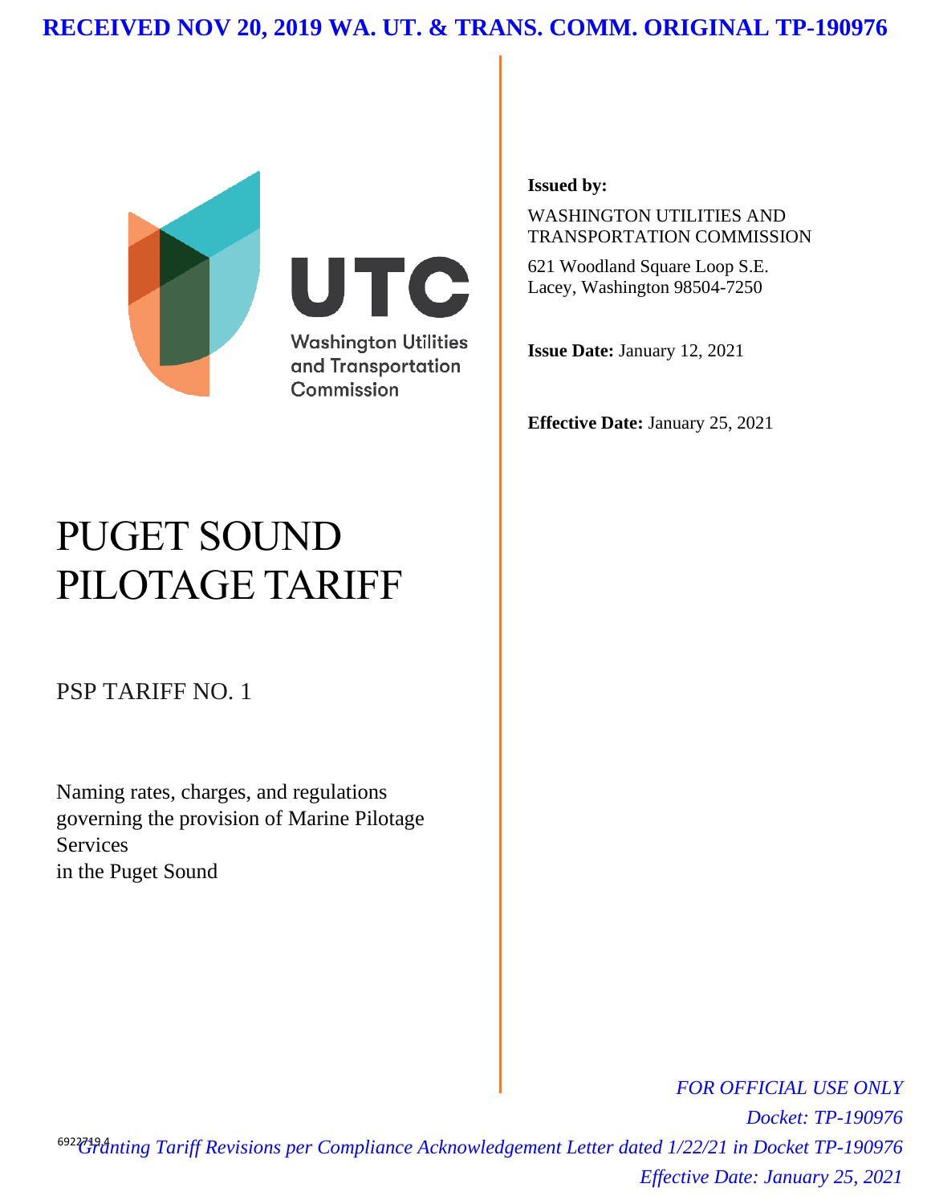**RECEIVED NOV 20, 2019 WA. UT. & TRANS. COMM. ORIGINAL TP-190976**

UTC

Washington Utilities and Transportation Commission

# PUGET SOUND PILOTAGE TARIFF

PSP TARIFF NO. 1

Naming rates, charges, and regulations governing the provision of Marine Pilotage Services in the Puget Sound

**Issued by:**

WASHINGTON UTILITIES AND TRANSPORTATION COMMISSION

621 Woodland Square Loop S.E.
Lacey, Washington 98504-7250

**Issue Date:** January 12, 2021

**Effective Date:** January 25, 2021

*FOR OFFICIAL USE ONLY*

*Docket: TP-190976*

*Granting Tariff Revisions per Compliance Acknowledgement Letter dated 1/22/21 in Docket TP-190976*

*Effective Date: January 25, 2021*

6922719.4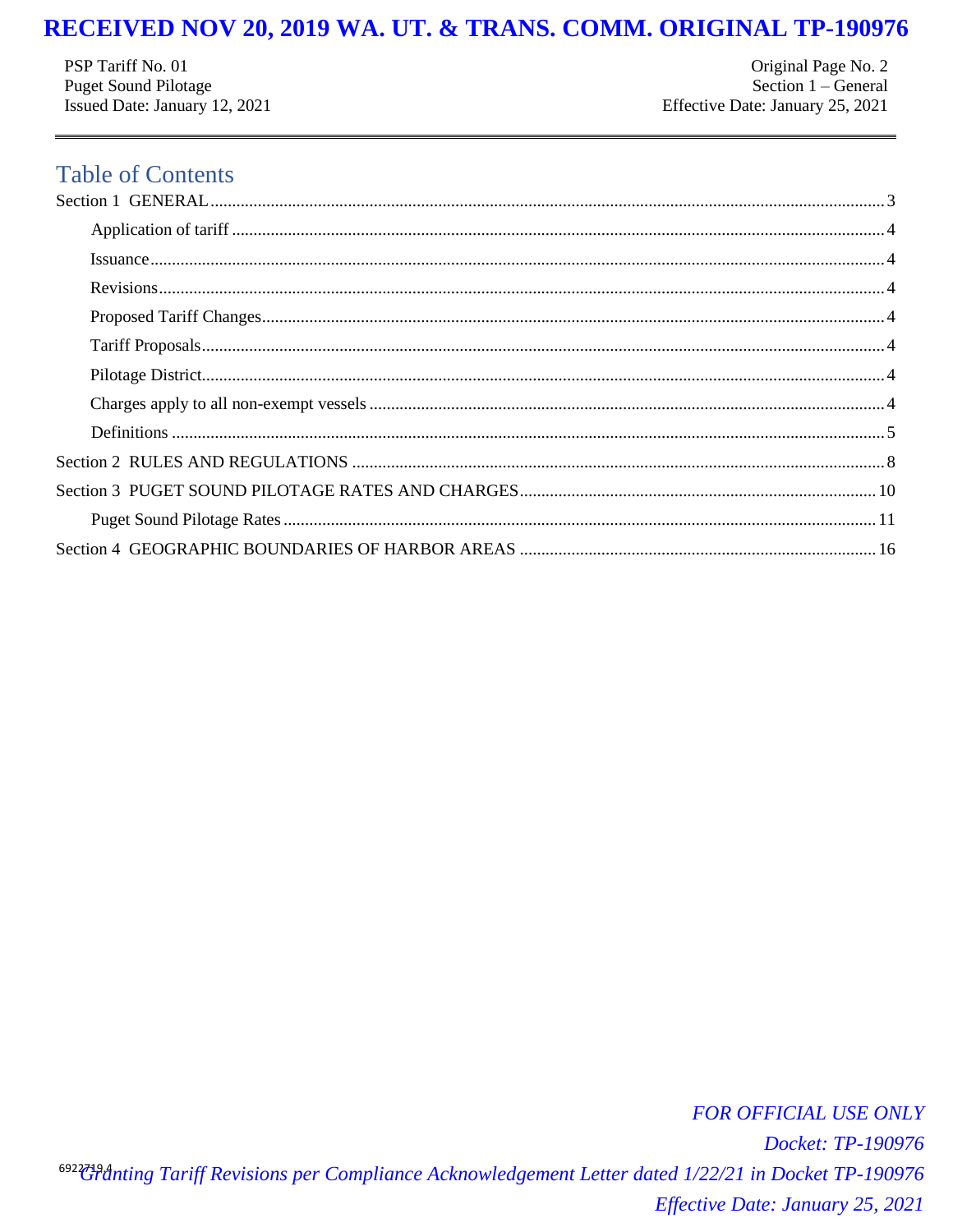# Table of Contents

Section 1 GENERAL ........................................................................................................ 3

- Application of tariff ........................................................................................................ 4
- Issuance ........................................................................................................ 4
- Revisions ........................................................................................................ 4
- Proposed Tariff Changes ........................................................................................................ 4
- Tariff Proposals ........................................................................................................ 4
- Pilotage District ........................................................................................................ 4
- Charges apply to all non-exempt vessels ........................................................................................................ 4
- Definitions ........................................................................................................ 5

Section 2 RULES AND REGULATIONS ........................................................................................................ 8

Section 3 PUGET SOUND PILOTAGE RATES AND CHARGES ........................................................................................................ 10

- Puget Sound Pilotage Rates ........................................................................................................ 11

Section 4 GEOGRAPHIC BOUNDARIES OF HARBOR AREAS ........................................................................................................ 16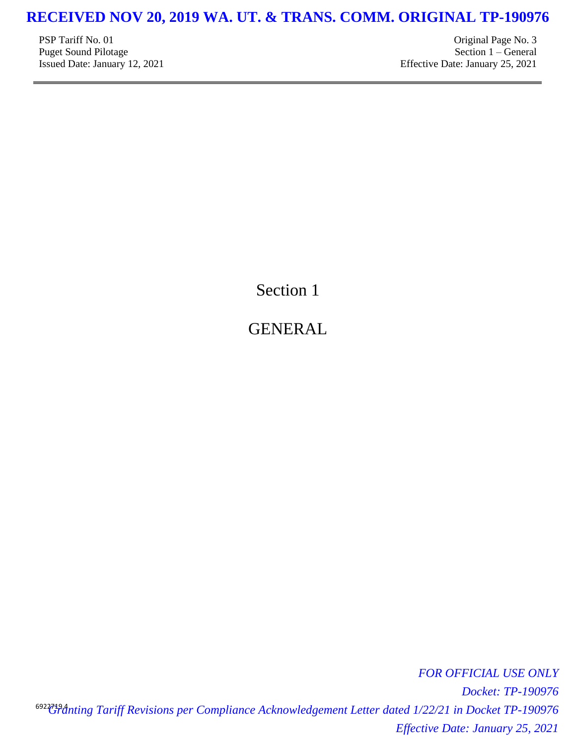# Section 1

# GENERAL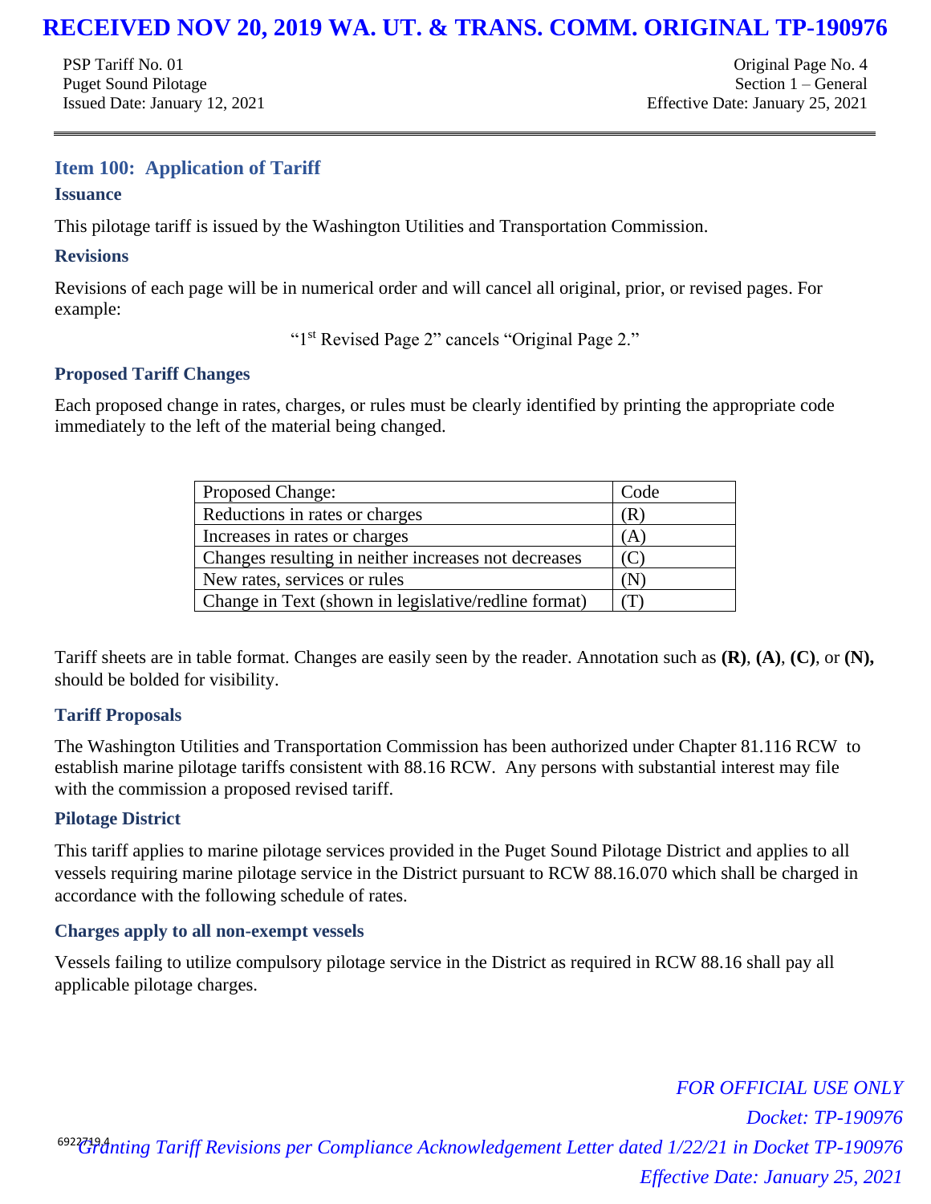## Item 100: Application of Tariff

### Issuance

This pilotage tariff is issued by the Washington Utilities and Transportation Commission.

### Revisions

Revisions of each page will be in numerical order and will cancel all original, prior, or revised pages. For example:

"1st Revised Page 2" cancels "Original Page 2."

### Proposed Tariff Changes

Each proposed change in rates, charges, or rules must be clearly identified by printing the appropriate code immediately to the left of the material being changed.

| Proposed Change: | Code |
|---|---|
| Reductions in rates or charges | (R) |
| Increases in rates or charges | (A) |
| Changes resulting in neither increases not decreases | (C) |
| New rates, services or rules | (N) |
| Change in Text (shown in legislative/redline format) | (T) |

Tariff sheets are in table format. Changes are easily seen by the reader. Annotation such as **(R)**, **(A)**, **(C)**, or **(N),** should be bolded for visibility.

### Tariff Proposals

The Washington Utilities and Transportation Commission has been authorized under Chapter 81.116 RCW to establish marine pilotage tariffs consistent with 88.16 RCW. Any persons with substantial interest may file with the commission a proposed revised tariff.

### Pilotage District

This tariff applies to marine pilotage services provided in the Puget Sound Pilotage District and applies to all vessels requiring marine pilotage service in the District pursuant to RCW 88.16.070 which shall be charged in accordance with the following schedule of rates.

### Charges apply to all non-exempt vessels

Vessels failing to utilize compulsory pilotage service in the District as required in RCW 88.16 shall pay all applicable pilotage charges.

*FOR OFFICIAL USE ONLY*
*Docket: TP-190976*
*Granting Tariff Revisions per Compliance Acknowledgement Letter dated 1/22/21 in Docket TP-190976*
*Effective Date: January 25, 2021*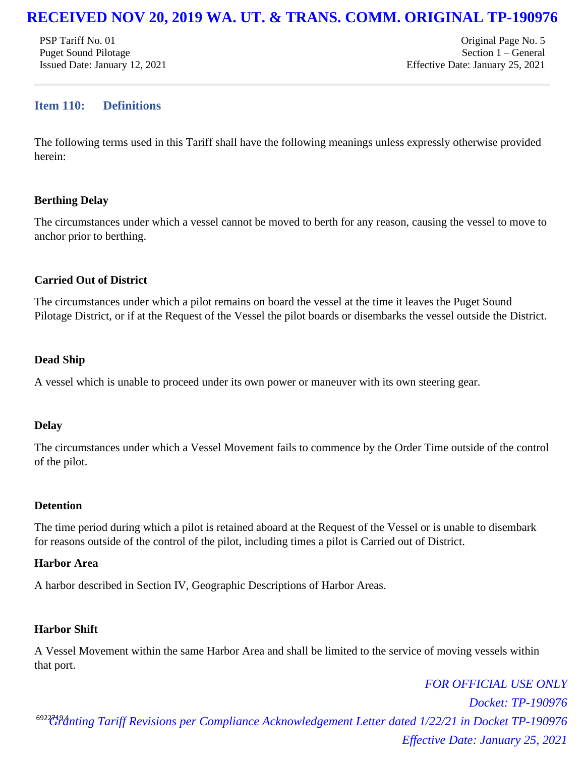## Item 110: Definitions

The following terms used in this Tariff shall have the following meanings unless expressly otherwise provided herein:

**Berthing Delay**

The circumstances under which a vessel cannot be moved to berth for any reason, causing the vessel to move to anchor prior to berthing.

**Carried Out of District**

The circumstances under which a pilot remains on board the vessel at the time it leaves the Puget Sound Pilotage District, or if at the Request of the Vessel the pilot boards or disembarks the vessel outside the District.

**Dead Ship**

A vessel which is unable to proceed under its own power or maneuver with its own steering gear.

**Delay**

The circumstances under which a Vessel Movement fails to commence by the Order Time outside of the control of the pilot.

**Detention**

The time period during which a pilot is retained aboard at the Request of the Vessel or is unable to disembark for reasons outside of the control of the pilot, including times a pilot is Carried out of District.

**Harbor Area**

A harbor described in Section IV, Geographic Descriptions of Harbor Areas.

**Harbor Shift**

A Vessel Movement within the same Harbor Area and shall be limited to the service of moving vessels within that port.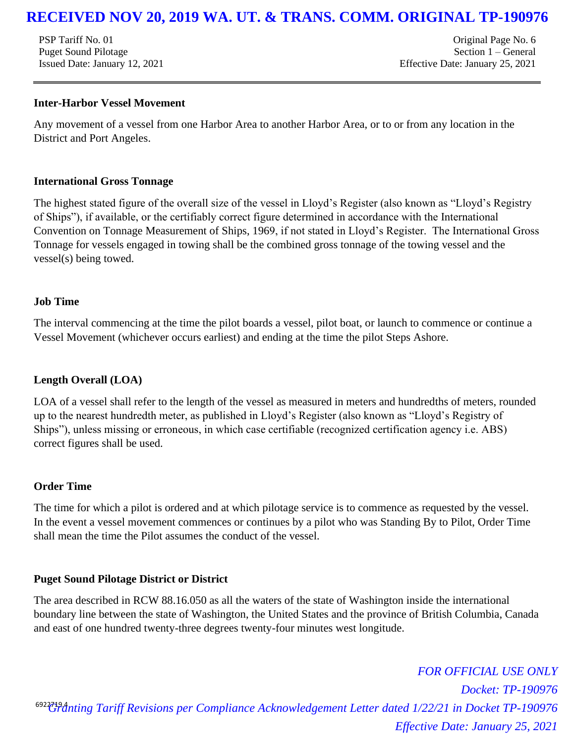**Inter-Harbor Vessel Movement**

Any movement of a vessel from one Harbor Area to another Harbor Area, or to or from any location in the District and Port Angeles.

**International Gross Tonnage**

The highest stated figure of the overall size of the vessel in Lloyd's Register (also known as "Lloyd's Registry of Ships"), if available, or the certifiably correct figure determined in accordance with the International Convention on Tonnage Measurement of Ships, 1969, if not stated in Lloyd's Register. The International Gross Tonnage for vessels engaged in towing shall be the combined gross tonnage of the towing vessel and the vessel(s) being towed.

**Job Time**

The interval commencing at the time the pilot boards a vessel, pilot boat, or launch to commence or continue a Vessel Movement (whichever occurs earliest) and ending at the time the pilot Steps Ashore.

**Length Overall (LOA)**

LOA of a vessel shall refer to the length of the vessel as measured in meters and hundredths of meters, rounded up to the nearest hundredth meter, as published in Lloyd's Register (also known as "Lloyd's Registry of Ships"), unless missing or erroneous, in which case certifiable (recognized certification agency i.e. ABS) correct figures shall be used.

**Order Time**

The time for which a pilot is ordered and at which pilotage service is to commence as requested by the vessel. In the event a vessel movement commences or continues by a pilot who was Standing By to Pilot, Order Time shall mean the time the Pilot assumes the conduct of the vessel.

**Puget Sound Pilotage District or District**

The area described in RCW 88.16.050 as all the waters of the state of Washington inside the international boundary line between the state of Washington, the United States and the province of British Columbia, Canada and east of one hundred twenty-three degrees twenty-four minutes west longitude.

*FOR OFFICIAL USE ONLY*
*Docket: TP-190976*
*Granting Tariff Revisions per Compliance Acknowledgement Letter dated 1/22/21 in Docket TP-190976*
*Effective Date: January 25, 2021*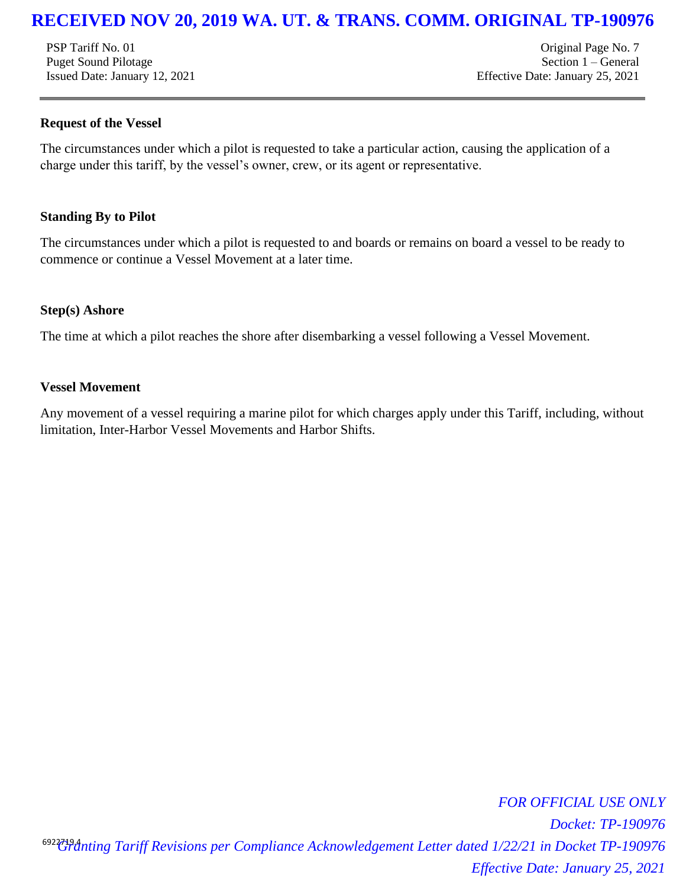**Request of the Vessel**

The circumstances under which a pilot is requested to take a particular action, causing the application of a charge under this tariff, by the vessel's owner, crew, or its agent or representative.

**Standing By to Pilot**

The circumstances under which a pilot is requested to and boards or remains on board a vessel to be ready to commence or continue a Vessel Movement at a later time.

**Step(s) Ashore**

The time at which a pilot reaches the shore after disembarking a vessel following a Vessel Movement.

**Vessel Movement**

Any movement of a vessel requiring a marine pilot for which charges apply under this Tariff, including, without limitation, Inter-Harbor Vessel Movements and Harbor Shifts.

*FOR OFFICIAL USE ONLY*

*Docket: TP-190976*

*Granting Tariff Revisions per Compliance Acknowledgement Letter dated 1/22/21 in Docket TP-190976*

*Effective Date: January 25, 2021*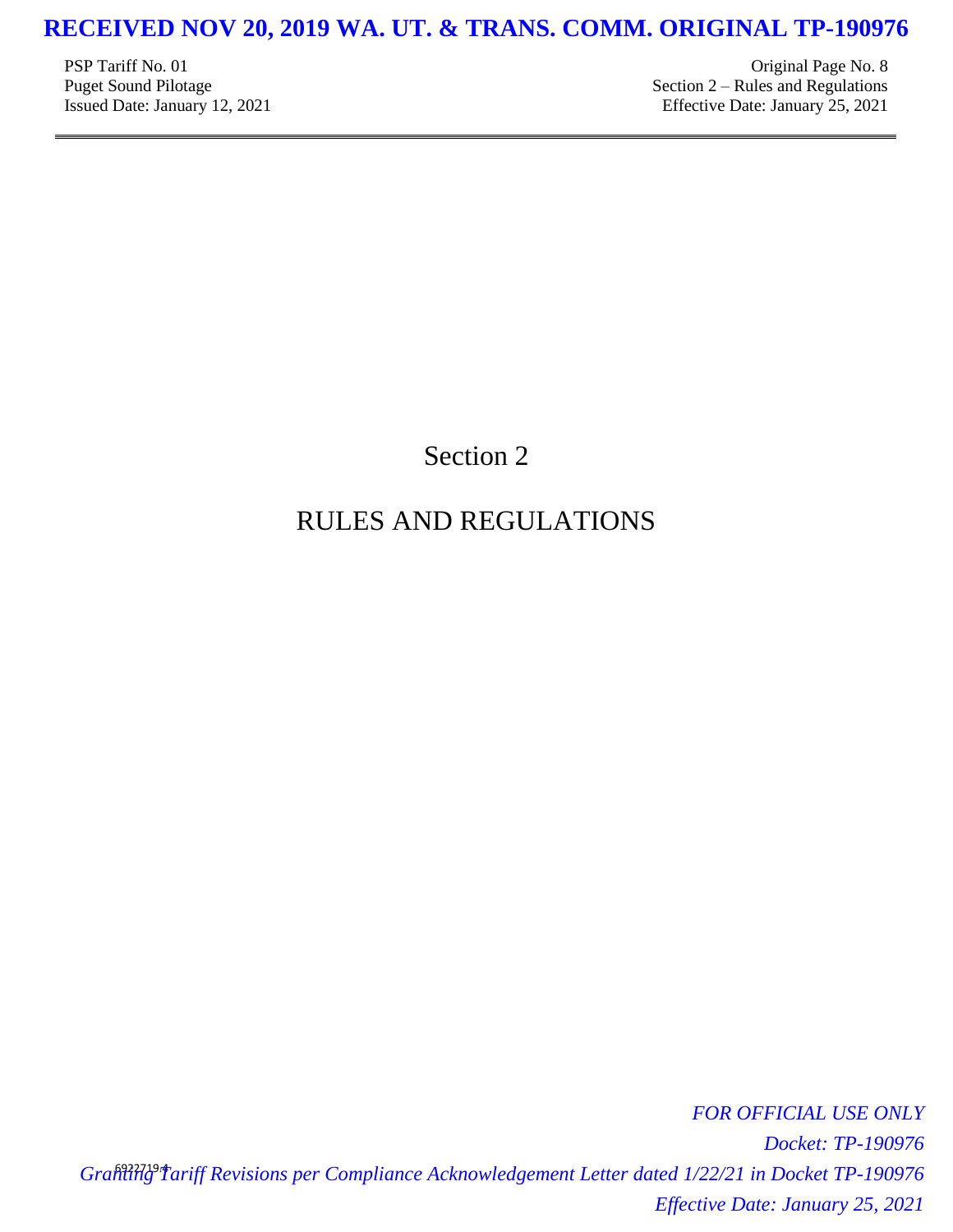# Section 2

# RULES AND REGULATIONS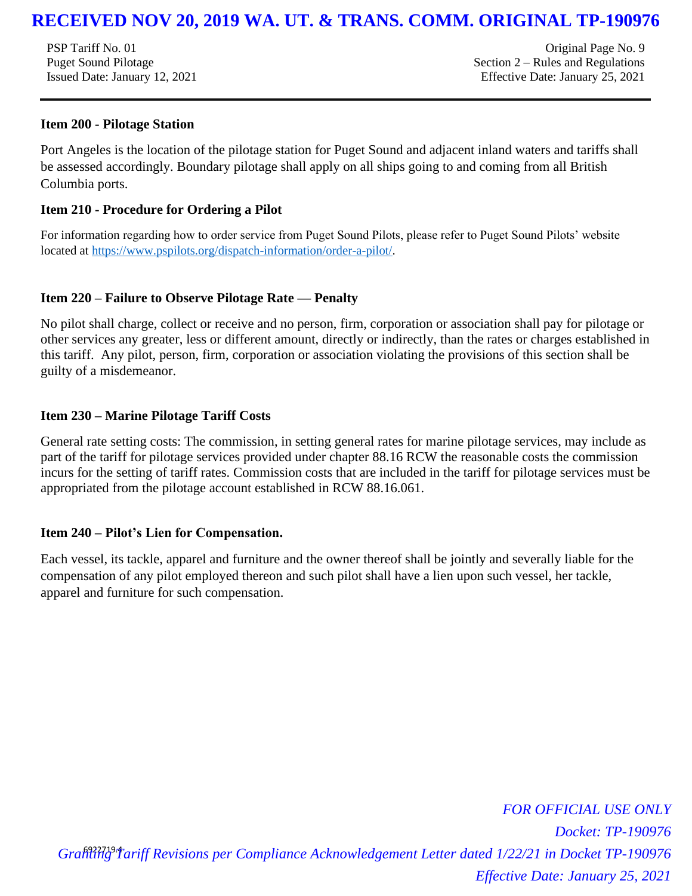## Item 200 - Pilotage Station

Port Angeles is the location of the pilotage station for Puget Sound and adjacent inland waters and tariffs shall be assessed accordingly. Boundary pilotage shall apply on all ships going to and coming from all British Columbia ports.

## Item 210 - Procedure for Ordering a Pilot

For information regarding how to order service from Puget Sound Pilots, please refer to Puget Sound Pilots' website located at https://www.pspilots.org/dispatch-information/order-a-pilot/.

## Item 220 – Failure to Observe Pilotage Rate — Penalty

No pilot shall charge, collect or receive and no person, firm, corporation or association shall pay for pilotage or other services any greater, less or different amount, directly or indirectly, than the rates or charges established in this tariff. Any pilot, person, firm, corporation or association violating the provisions of this section shall be guilty of a misdemeanor.

## Item 230 – Marine Pilotage Tariff Costs

General rate setting costs: The commission, in setting general rates for marine pilotage services, may include as part of the tariff for pilotage services provided under chapter 88.16 RCW the reasonable costs the commission incurs for the setting of tariff rates. Commission costs that are included in the tariff for pilotage services must be appropriated from the pilotage account established in RCW 88.16.061.

## Item 240 – Pilot's Lien for Compensation.

Each vessel, its tackle, apparel and furniture and the owner thereof shall be jointly and severally liable for the compensation of any pilot employed thereon and such pilot shall have a lien upon such vessel, her tackle, apparel and furniture for such compensation.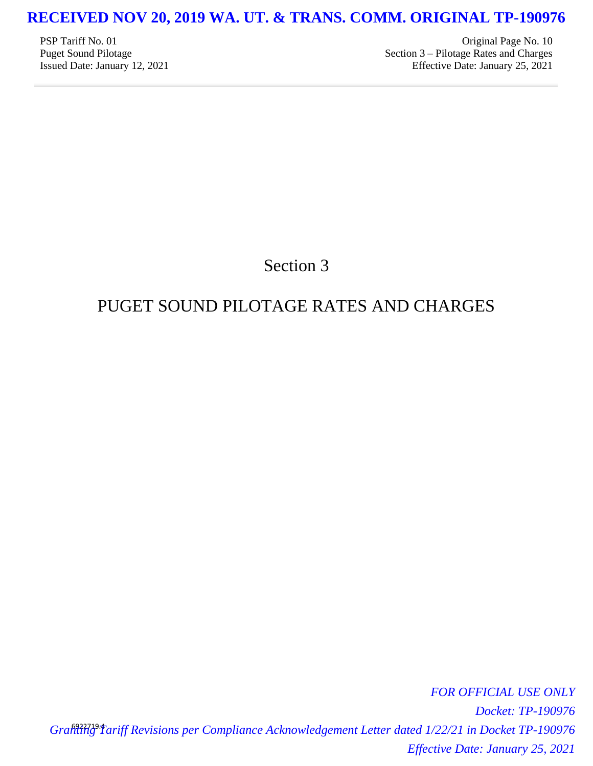# Section 3

# PUGET SOUND PILOTAGE RATES AND CHARGES

*FOR OFFICIAL USE ONLY*

*Docket: TP-190976*

*Granting Tariff Revisions per Compliance Acknowledgement Letter dated 1/22/21 in Docket TP-190976*

*Effective Date: January 25, 2021*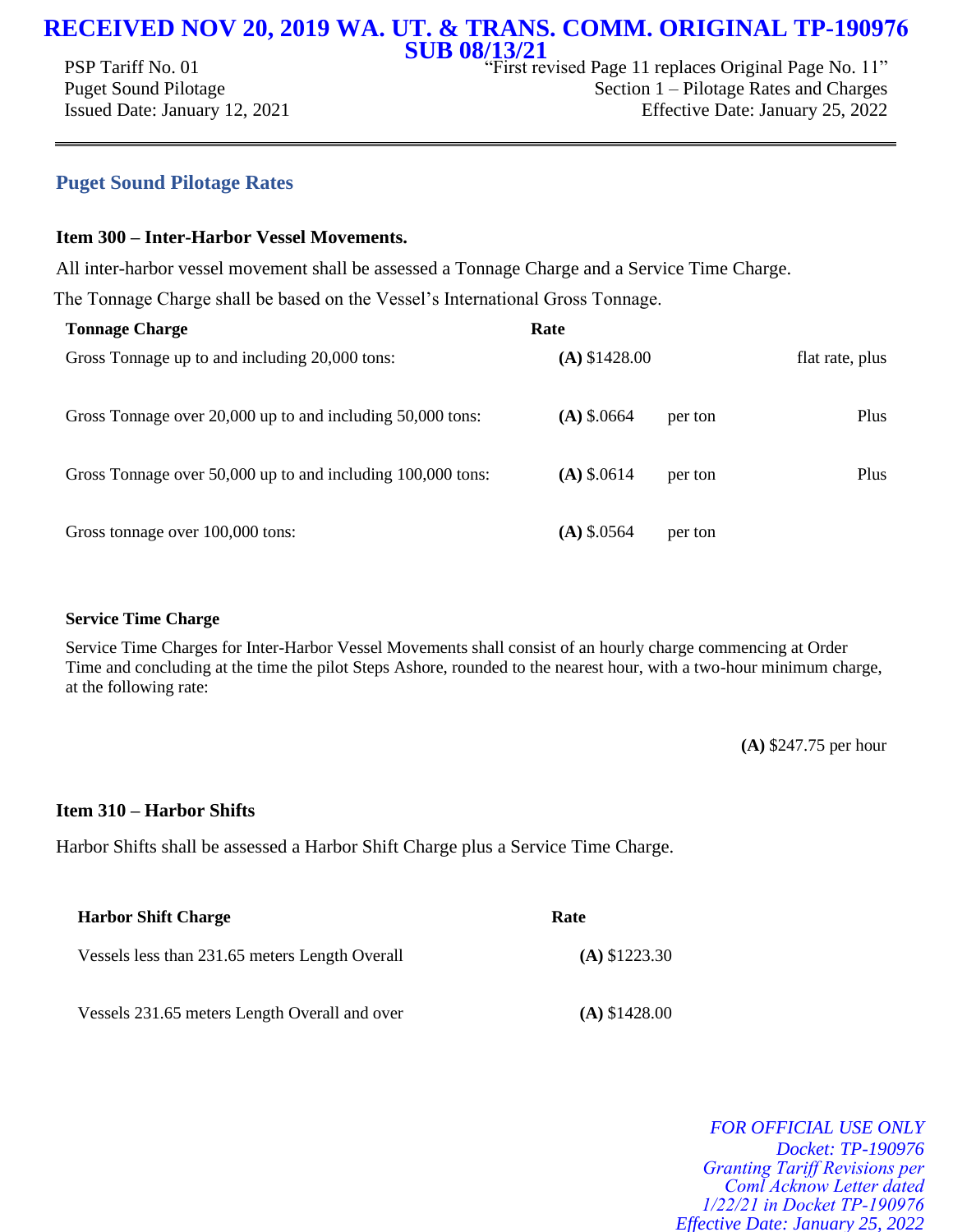**RECEIVED NOV 20, 2019 WA. UT. & TRANS. COMM. ORIGINAL TP-190976**
**SUB 08/13/21**

PSP Tariff No. 01
Puget Sound Pilotage
Issued Date: January 12, 2021

"First revised Page 11 replaces Original Page No. 11"
Section 1 – Pilotage Rates and Charges
Effective Date: January 25, 2022

## Puget Sound Pilotage Rates

### Item 300 – Inter-Harbor Vessel Movements.

All inter-harbor vessel movement shall be assessed a Tonnage Charge and a Service Time Charge.

The Tonnage Charge shall be based on the Vessel's International Gross Tonnage.

| **Tonnage Charge** | **Rate** | | |
|---|---|---|---|
| Gross Tonnage up to and including 20,000 tons: | **(A)** $1428.00 | | flat rate, plus |
| Gross Tonnage over 20,000 up to and including 50,000 tons: | **(A)** $.0664 | per ton | Plus |
| Gross Tonnage over 50,000 up to and including 100,000 tons: | **(A)** $.0614 | per ton | Plus |
| Gross tonnage over 100,000 tons: | **(A)** $.0564 | per ton | |

**Service Time Charge**

Service Time Charges for Inter-Harbor Vessel Movements shall consist of an hourly charge commencing at Order Time and concluding at the time the pilot Steps Ashore, rounded to the nearest hour, with a two-hour minimum charge, at the following rate:

**(A)** $247.75 per hour

### Item 310 – Harbor Shifts

Harbor Shifts shall be assessed a Harbor Shift Charge plus a Service Time Charge.

| **Harbor Shift Charge** | **Rate** |
|---|---|
| Vessels less than 231.65 meters Length Overall | **(A)** $1223.30 |
| Vessels 231.65 meters Length Overall and over | **(A)** $1428.00 |

*FOR OFFICIAL USE ONLY*
*Docket: TP-190976*
*Granting Tariff Revisions per Coml Acknow Letter dated 1/22/21 in Docket TP-190976*
*Effective Date: January 25, 2022*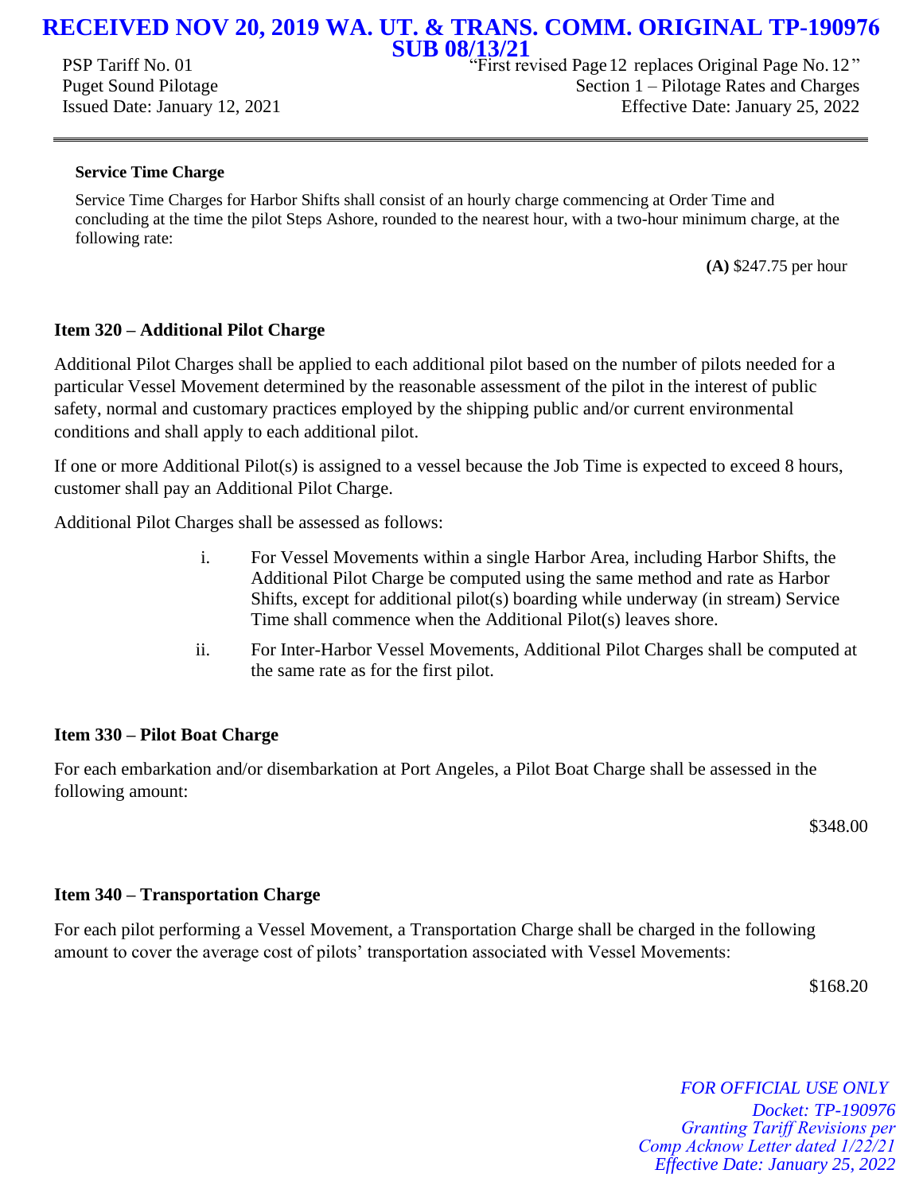**Service Time Charge**

Service Time Charges for Harbor Shifts shall consist of an hourly charge commencing at Order Time and concluding at the time the pilot Steps Ashore, rounded to the nearest hour, with a two-hour minimum charge, at the following rate:

**(A)** $247.75 per hour

### Item 320 – Additional Pilot Charge

Additional Pilot Charges shall be applied to each additional pilot based on the number of pilots needed for a particular Vessel Movement determined by the reasonable assessment of the pilot in the interest of public safety, normal and customary practices employed by the shipping public and/or current environmental conditions and shall apply to each additional pilot.

If one or more Additional Pilot(s) is assigned to a vessel because the Job Time is expected to exceed 8 hours, customer shall pay an Additional Pilot Charge.

Additional Pilot Charges shall be assessed as follows:

i. For Vessel Movements within a single Harbor Area, including Harbor Shifts, the Additional Pilot Charge be computed using the same method and rate as Harbor Shifts, except for additional pilot(s) boarding while underway (in stream) Service Time shall commence when the Additional Pilot(s) leaves shore.

ii. For Inter-Harbor Vessel Movements, Additional Pilot Charges shall be computed at the same rate as for the first pilot.

### Item 330 – Pilot Boat Charge

For each embarkation and/or disembarkation at Port Angeles, a Pilot Boat Charge shall be assessed in the following amount:

$348.00

### Item 340 – Transportation Charge

For each pilot performing a Vessel Movement, a Transportation Charge shall be charged in the following amount to cover the average cost of pilots' transportation associated with Vessel Movements:

$168.20

*FOR OFFICIAL USE ONLY*
*Docket: TP-190976*
*Granting Tariff Revisions per Comp Acknow Letter dated 1/22/21*
*Effective Date: January 25, 2022*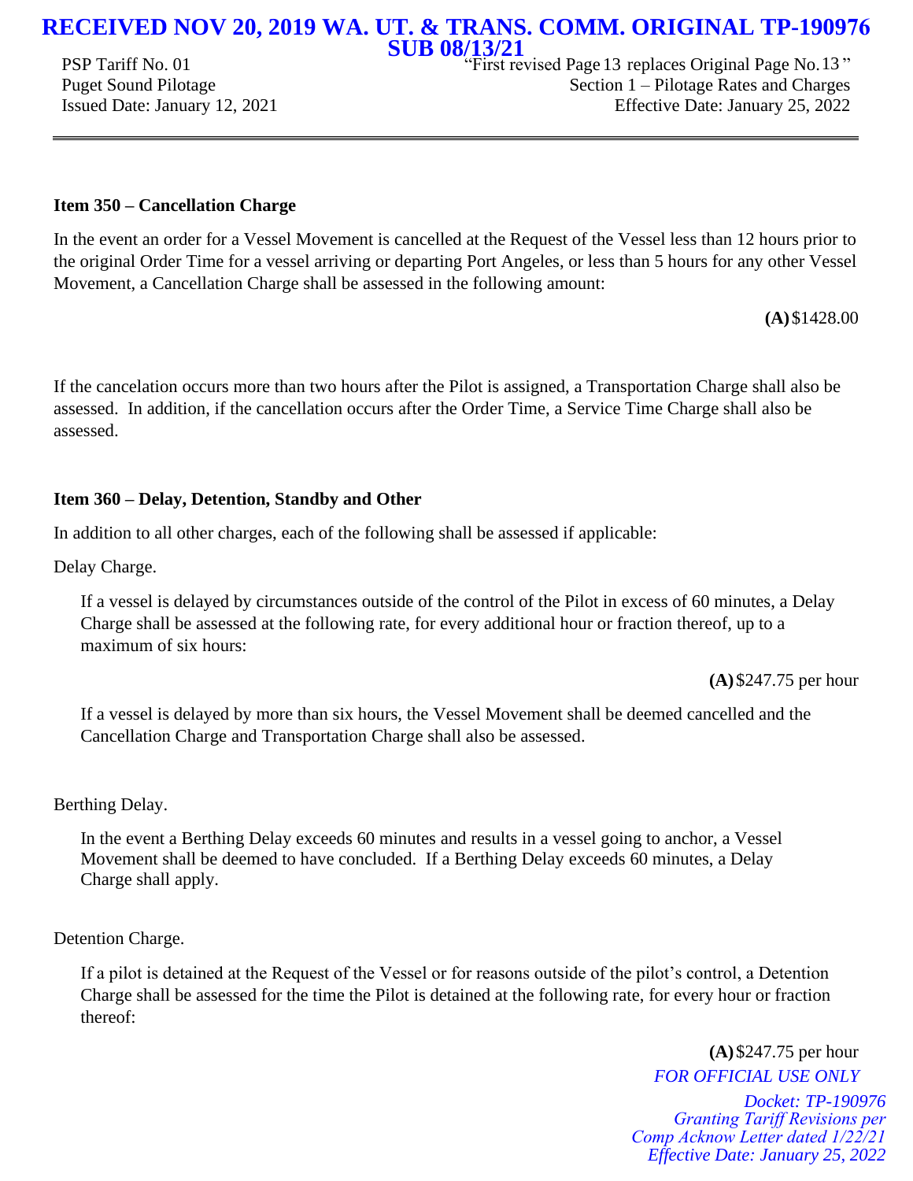**Item 350 – Cancellation Charge**

In the event an order for a Vessel Movement is cancelled at the Request of the Vessel less than 12 hours prior to the original Order Time for a vessel arriving or departing Port Angeles, or less than 5 hours for any other Vessel Movement, a Cancellation Charge shall be assessed in the following amount:

**(A)** $1428.00

If the cancelation occurs more than two hours after the Pilot is assigned, a Transportation Charge shall also be assessed. In addition, if the cancellation occurs after the Order Time, a Service Time Charge shall also be assessed.

**Item 360 – Delay, Detention, Standby and Other**

In addition to all other charges, each of the following shall be assessed if applicable:

Delay Charge.

If a vessel is delayed by circumstances outside of the control of the Pilot in excess of 60 minutes, a Delay Charge shall be assessed at the following rate, for every additional hour or fraction thereof, up to a maximum of six hours:

**(A)** $247.75 per hour

If a vessel is delayed by more than six hours, the Vessel Movement shall be deemed cancelled and the Cancellation Charge and Transportation Charge shall also be assessed.

Berthing Delay.

In the event a Berthing Delay exceeds 60 minutes and results in a vessel going to anchor, a Vessel Movement shall be deemed to have concluded. If a Berthing Delay exceeds 60 minutes, a Delay Charge shall apply.

Detention Charge.

If a pilot is detained at the Request of the Vessel or for reasons outside of the pilot's control, a Detention Charge shall be assessed for the time the Pilot is detained at the following rate, for every hour or fraction thereof:

**(A)** $247.75 per hour

*FOR OFFICIAL USE ONLY*

*Docket: TP-190976*
*Granting Tariff Revisions per*
*Comp Acknow Letter dated 1/22/21*
*Effective Date: January 25, 2022*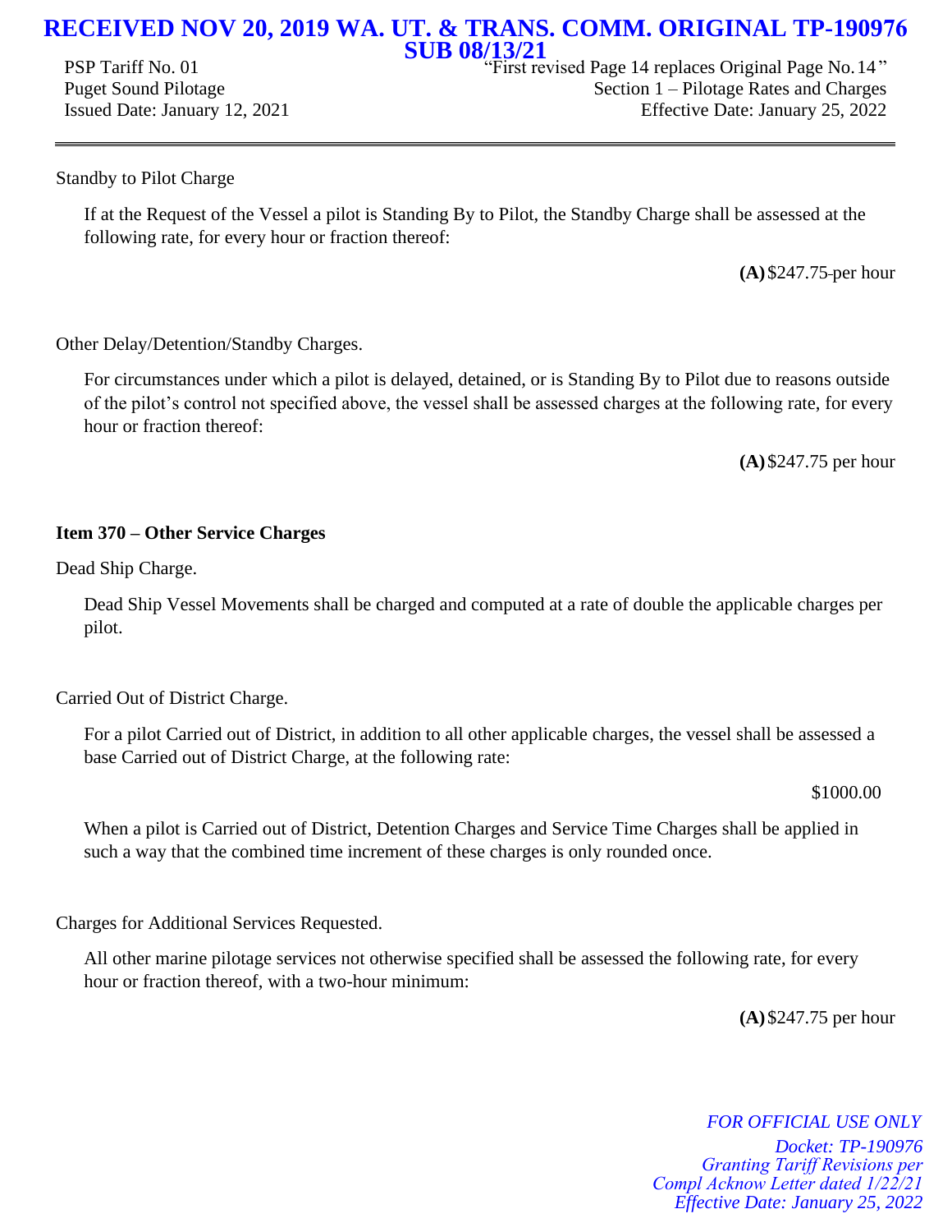Standby to Pilot Charge

If at the Request of the Vessel a pilot is Standing By to Pilot, the Standby Charge shall be assessed at the following rate, for every hour or fraction thereof:

**(A)** $247.75 per hour

Other Delay/Detention/Standby Charges.

For circumstances under which a pilot is delayed, detained, or is Standing By to Pilot due to reasons outside of the pilot's control not specified above, the vessel shall be assessed charges at the following rate, for every hour or fraction thereof:

**(A)** $247.75 per hour

**Item 370 – Other Service Charges**

Dead Ship Charge.

Dead Ship Vessel Movements shall be charged and computed at a rate of double the applicable charges per pilot.

Carried Out of District Charge.

For a pilot Carried out of District, in addition to all other applicable charges, the vessel shall be assessed a base Carried out of District Charge, at the following rate:

$1000.00

When a pilot is Carried out of District, Detention Charges and Service Time Charges shall be applied in such a way that the combined time increment of these charges is only rounded once.

Charges for Additional Services Requested.

All other marine pilotage services not otherwise specified shall be assessed the following rate, for every hour or fraction thereof, with a two-hour minimum:

**(A)** $247.75 per hour

*FOR OFFICIAL USE ONLY*
*Docket: TP-190976*
*Granting Tariff Revisions per*
*Compl Acknow Letter dated 1/22/21*
*Effective Date: January 25, 2022*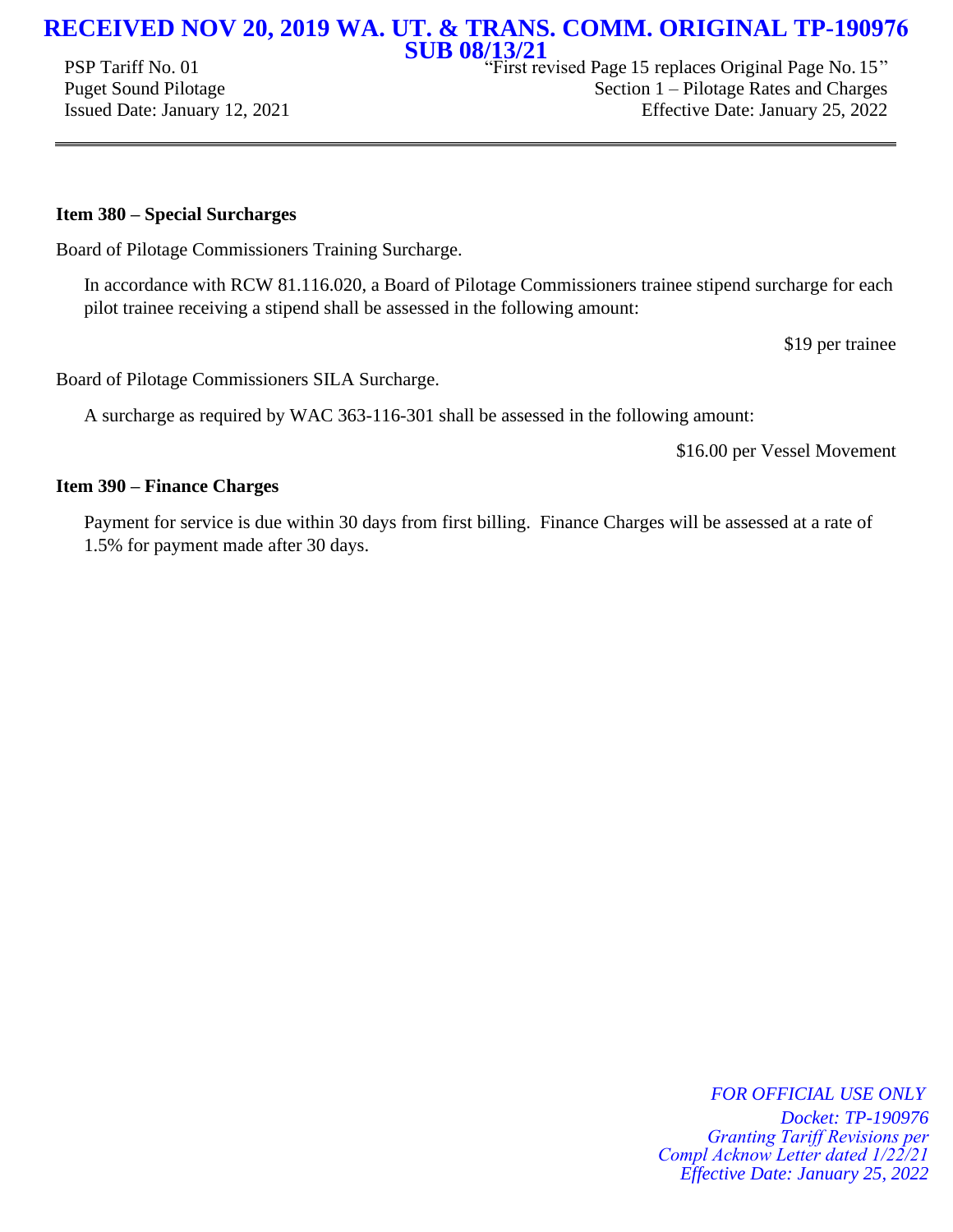## Item 380 – Special Surcharges

Board of Pilotage Commissioners Training Surcharge.

In accordance with RCW 81.116.020, a Board of Pilotage Commissioners trainee stipend surcharge for each pilot trainee receiving a stipend shall be assessed in the following amount:

$19 per trainee

Board of Pilotage Commissioners SILA Surcharge.

A surcharge as required by WAC 363-116-301 shall be assessed in the following amount:

$16.00 per Vessel Movement

## Item 390 – Finance Charges

Payment for service is due within 30 days from first billing. Finance Charges will be assessed at a rate of 1.5% for payment made after 30 days.

*FOR OFFICIAL USE ONLY*
*Docket: TP-190976*
*Granting Tariff Revisions per Compl Acknow Letter dated 1/22/21*
*Effective Date: January 25, 2022*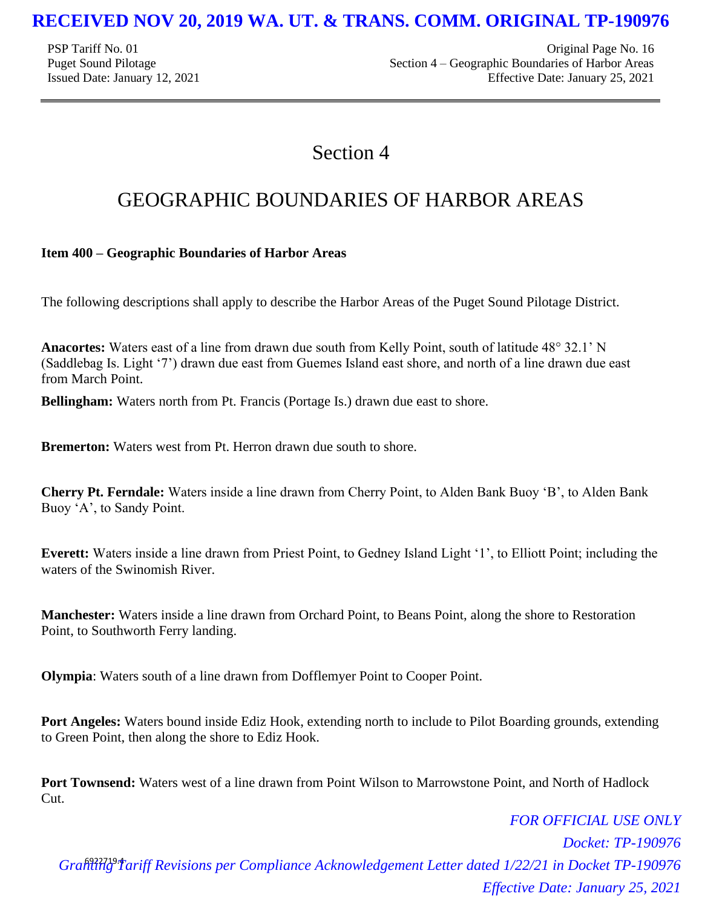# Section 4

# GEOGRAPHIC BOUNDARIES OF HARBOR AREAS

**Item 400 – Geographic Boundaries of Harbor Areas**

The following descriptions shall apply to describe the Harbor Areas of the Puget Sound Pilotage District.

**Anacortes:** Waters east of a line from drawn due south from Kelly Point, south of latitude 48° 32.1' N (Saddlebag Is. Light '7') drawn due east from Guemes Island east shore, and north of a line drawn due east from March Point.

**Bellingham:** Waters north from Pt. Francis (Portage Is.) drawn due east to shore.

**Bremerton:** Waters west from Pt. Herron drawn due south to shore.

**Cherry Pt. Ferndale:** Waters inside a line drawn from Cherry Point, to Alden Bank Buoy 'B', to Alden Bank Buoy 'A', to Sandy Point.

**Everett:** Waters inside a line drawn from Priest Point, to Gedney Island Light '1', to Elliott Point; including the waters of the Swinomish River.

**Manchester:** Waters inside a line drawn from Orchard Point, to Beans Point, along the shore to Restoration Point, to Southworth Ferry landing.

**Olympia**: Waters south of a line drawn from Dofflemyer Point to Cooper Point.

**Port Angeles:** Waters bound inside Ediz Hook, extending north to include to Pilot Boarding grounds, extending to Green Point, then along the shore to Ediz Hook.

**Port Townsend:** Waters west of a line drawn from Point Wilson to Marrowstone Point, and North of Hadlock Cut.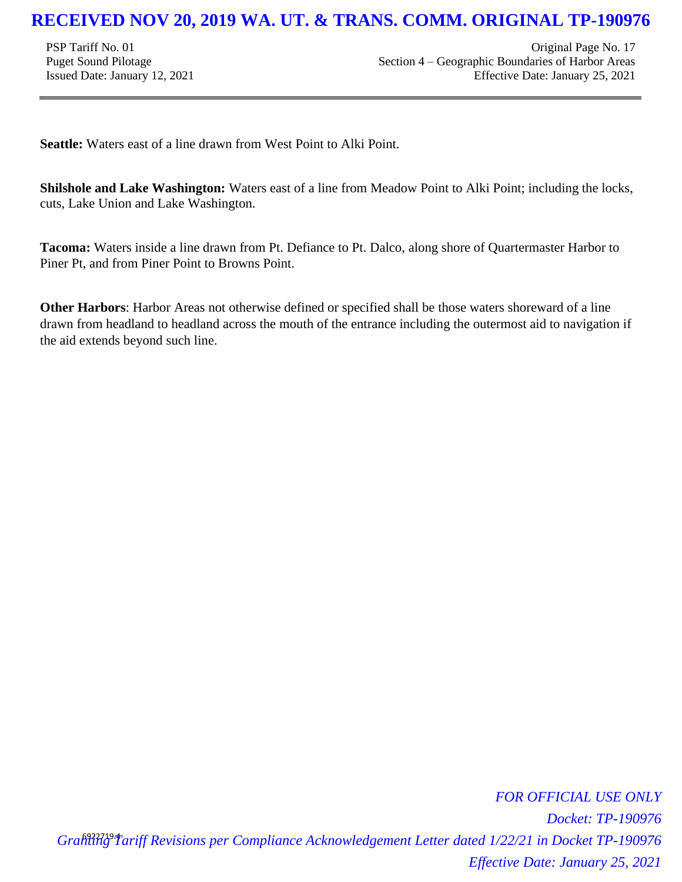**Seattle:** Waters east of a line drawn from West Point to Alki Point.

**Shilshole and Lake Washington:** Waters east of a line from Meadow Point to Alki Point; including the locks, cuts, Lake Union and Lake Washington.

**Tacoma:** Waters inside a line drawn from Pt. Defiance to Pt. Dalco, along shore of Quartermaster Harbor to Piner Pt, and from Piner Point to Browns Point.

**Other Harbors**: Harbor Areas not otherwise defined or specified shall be those waters shoreward of a line drawn from headland to headland across the mouth of the entrance including the outermost aid to navigation if the aid extends beyond such line.